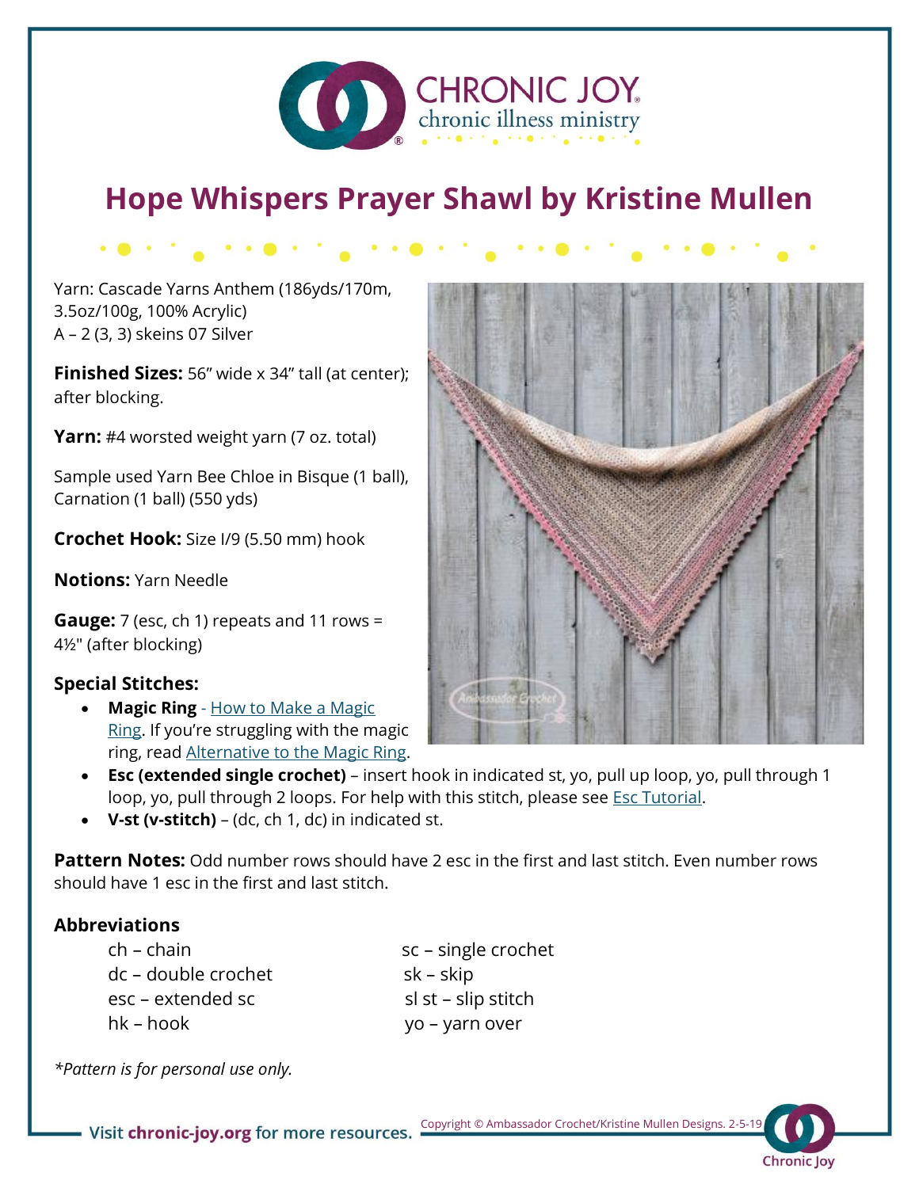CHRONIC JOY®
chronic illness ministry

# Hope Whispers Prayer Shawl by Kristine Mullen

Yarn: Cascade Yarns Anthem (186yds/170m, 3.5oz/100g, 100% Acrylic)
A – 2 (3, 3) skeins 07 Silver

**Finished Sizes:** 56" wide x 34" tall (at center); after blocking.

**Yarn:** #4 worsted weight yarn (7 oz. total)

Sample used Yarn Bee Chloe in Bisque (1 ball), Carnation (1 ball) (550 yds)

**Crochet Hook:** Size I/9 (5.50 mm) hook

**Notions:** Yarn Needle

**Gauge:** 7 (esc, ch 1) repeats and 11 rows = 4½" (after blocking)

### Special Stitches:

- **Magic Ring** - How to Make a Magic Ring. If you're struggling with the magic ring, read Alternative to the Magic Ring.
- **Esc (extended single crochet)** – insert hook in indicated st, yo, pull up loop, yo, pull through 1 loop, yo, pull through 2 loops. For help with this stitch, please see Esc Tutorial.
- **V-st (v-stitch)** – (dc, ch 1, dc) in indicated st.

**Pattern Notes:** Odd number rows should have 2 esc in the first and last stitch. Even number rows should have 1 esc in the first and last stitch.

### Abbreviations

ch – chain
dc – double crochet
esc – extended sc
hk – hook
sc – single crochet
sk – skip
sl st – slip stitch
yo – yarn over

*\*Pattern is for personal use only.*

Visit **chronic-joy.org** for more resources.

Copyright © Ambassador Crochet/Kristine Mullen Designs. 2-5-19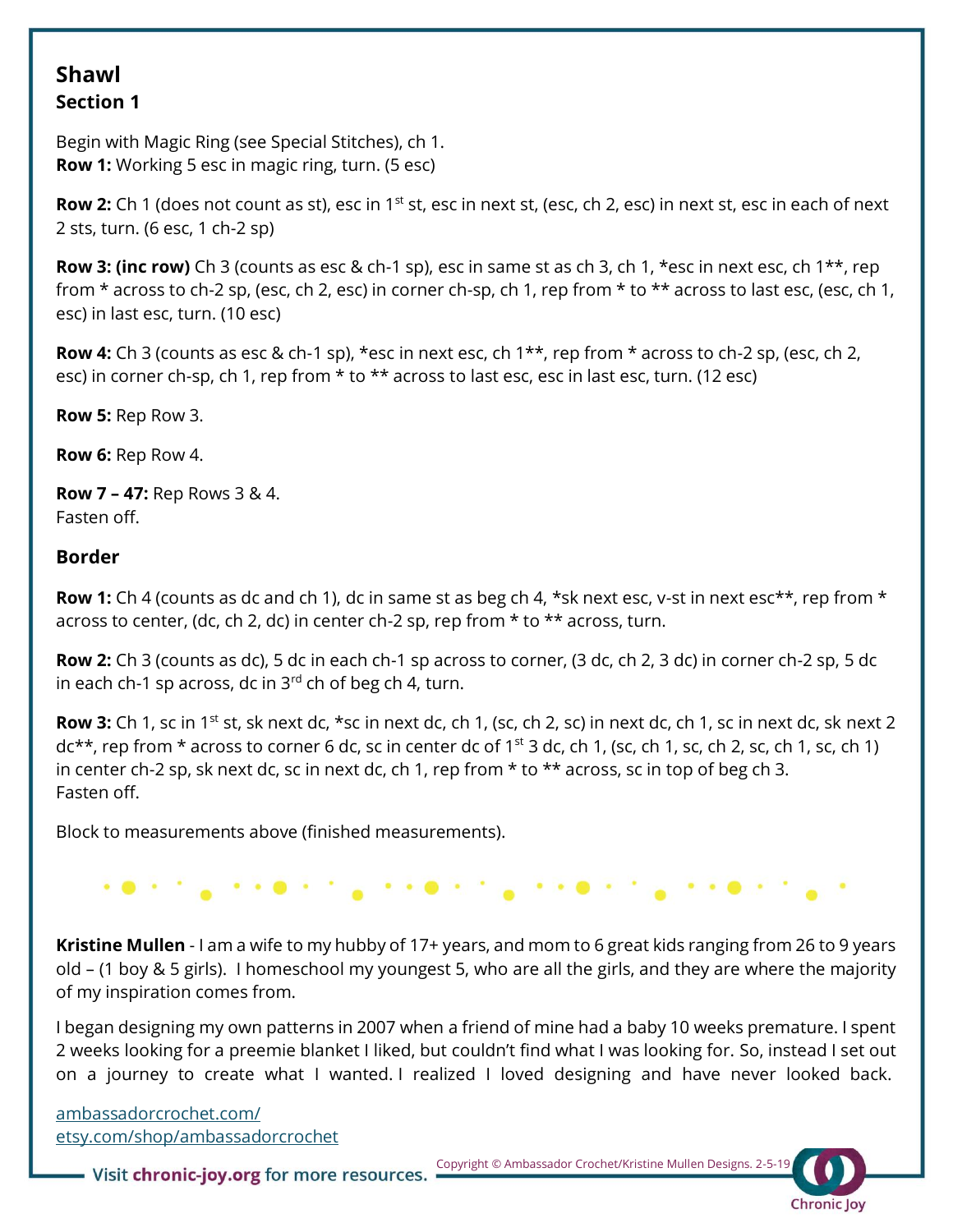## Shawl

### Section 1

Begin with Magic Ring (see Special Stitches), ch 1.
**Row 1:** Working 5 esc in magic ring, turn. (5 esc)

**Row 2:** Ch 1 (does not count as st), esc in 1st st, esc in next st, (esc, ch 2, esc) in next st, esc in each of next 2 sts, turn. (6 esc, 1 ch-2 sp)

**Row 3: (inc row)** Ch 3 (counts as esc & ch-1 sp), esc in same st as ch 3, ch 1, *esc in next esc, ch 1**, rep from * across to ch-2 sp, (esc, ch 2, esc) in corner ch-sp, ch 1, rep from * to ** across to last esc, (esc, ch 1, esc) in last esc, turn. (10 esc)

**Row 4:** Ch 3 (counts as esc & ch-1 sp), *esc in next esc, ch 1**, rep from * across to ch-2 sp, (esc, ch 2, esc) in corner ch-sp, ch 1, rep from * to ** across to last esc, esc in last esc, turn. (12 esc)

**Row 5:** Rep Row 3.

**Row 6:** Rep Row 4.

**Row 7 – 47:** Rep Rows 3 & 4.
Fasten off.

### Border

**Row 1:** Ch 4 (counts as dc and ch 1), dc in same st as beg ch 4, *sk next esc, v-st in next esc**, rep from * across to center, (dc, ch 2, dc) in center ch-2 sp, rep from * to ** across, turn.

**Row 2:** Ch 3 (counts as dc), 5 dc in each ch-1 sp across to corner, (3 dc, ch 2, 3 dc) in corner ch-2 sp, 5 dc in each ch-1 sp across, dc in 3rd ch of beg ch 4, turn.

**Row 3:** Ch 1, sc in 1st st, sk next dc, *sc in next dc, ch 1, (sc, ch 2, sc) in next dc, ch 1, sc in next dc, sk next 2 dc**, rep from * across to corner 6 dc, sc in center dc of 1st 3 dc, ch 1, (sc, ch 1, sc, ch 2, sc, ch 1, sc, ch 1) in center ch-2 sp, sk next dc, sc in next dc, ch 1, rep from * to ** across, sc in top of beg ch 3.
Fasten off.

Block to measurements above (finished measurements).

**Kristine Mullen** - I am a wife to my hubby of 17+ years, and mom to 6 great kids ranging from 26 to 9 years old – (1 boy & 5 girls). I homeschool my youngest 5, who are all the girls, and they are where the majority of my inspiration comes from.

I began designing my own patterns in 2007 when a friend of mine had a baby 10 weeks premature. I spent 2 weeks looking for a preemie blanket I liked, but couldn't find what I was looking for. So, instead I set out on a journey to create what I wanted. I realized I loved designing and have never looked back.

ambassadorcrochet.com/
etsy.com/shop/ambassadorcrochet

Copyright © Ambassador Crochet/Kristine Mullen Designs. 2-5-19

Visit **chronic-joy.org** for more resources.